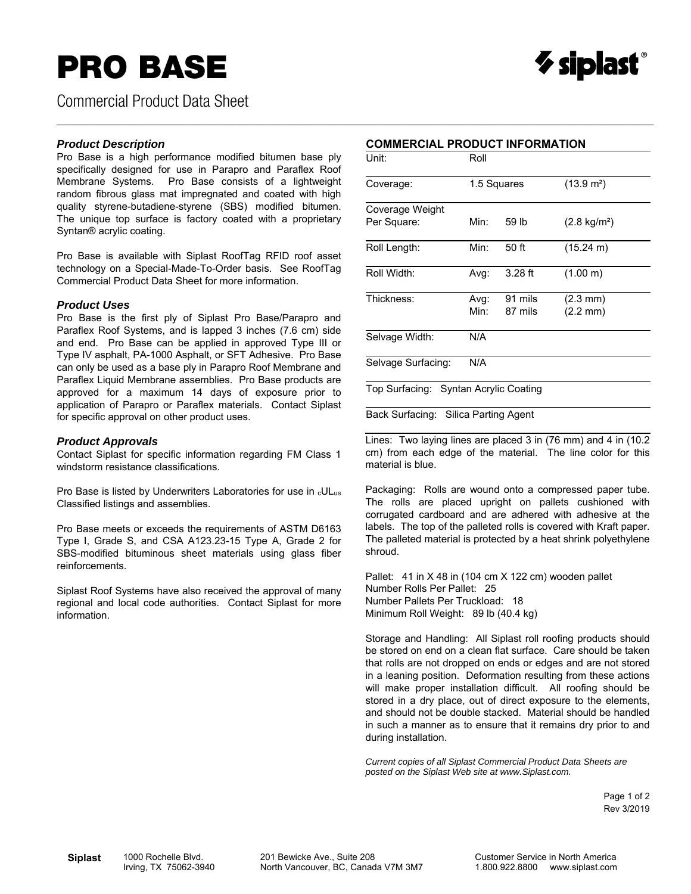# PRO BASE

Commercial Product Data Sheet

### *Product Description*

Pro Base is a high performance modified bitumen base ply specifically designed for use in Parapro and Paraflex Roof Membrane Systems. Pro Base consists of a lightweight random fibrous glass mat impregnated and coated with high quality styrene-butadiene-styrene (SBS) modified bitumen. The unique top surface is factory coated with a proprietary Syntan® acrylic coating.

Pro Base is available with Siplast RoofTag RFID roof asset technology on a Special-Made-To-Order basis. See RoofTag Commercial Product Data Sheet for more information.

### *Product Uses*

Pro Base is the first ply of Siplast Pro Base/Parapro and Paraflex Roof Systems, and is lapped 3 inches (7.6 cm) side and end. Pro Base can be applied in approved Type III or Type IV asphalt, PA-1000 Asphalt, or SFT Adhesive. Pro Base can only be used as a base ply in Parapro Roof Membrane and Paraflex Liquid Membrane assemblies. Pro Base products are approved for a maximum 14 days of exposure prior to application of Parapro or Paraflex materials. Contact Siplast for specific approval on other product uses.

### *Product Approvals*

Contact Siplast for specific information regarding FM Class 1 windstorm resistance classifications.

Pro Base is listed by Underwriters Laboratories for use in $_{c}$UL$_{us}$ Classified listings and assemblies.

Pro Base meets or exceeds the requirements of ASTM D6163 Type I, Grade S, and CSA A123.23-15 Type A, Grade 2 for SBS-modified bituminous sheet materials using glass fiber reinforcements.

Siplast Roof Systems have also received the approval of many regional and local code authorities. Contact Siplast for more information.

### COMMERCIAL PRODUCT INFORMATION

| | | | |
|---|---|---|---|
| Unit: | Roll | | |
| Coverage: | 1.5 Squares | | (13.9 m²) |
| Coverage Weight Per Square: | Min: | 59 lb | (2.8 kg/m²) |
| Roll Length: | Min: | 50 ft | (15.24 m) |
| Roll Width: | Avg: | 3.28 ft | (1.00 m) |
| Thickness: | Avg:<br>Min: | 91 mils<br>87 mils | (2.3 mm)<br>(2.2 mm) |
| Selvage Width: | N/A | | |
| Selvage Surfacing: | N/A | | |
| Top Surfacing: | Syntan Acrylic Coating | | |
| Back Surfacing: | Silica Parting Agent | | |

Lines: Two laying lines are placed 3 in (76 mm) and 4 in (10.2 cm) from each edge of the material. The line color for this material is blue.

Packaging: Rolls are wound onto a compressed paper tube. The rolls are placed upright on pallets cushioned with corrugated cardboard and are adhered with adhesive at the labels. The top of the palleted rolls is covered with Kraft paper. The palleted material is protected by a heat shrink polyethylene shroud.

Pallet: 41 in X 48 in (104 cm X 122 cm) wooden pallet
Number Rolls Per Pallet: 25
Number Pallets Per Truckload: 18
Minimum Roll Weight: 89 lb (40.4 kg)

Storage and Handling: All Siplast roll roofing products should be stored on end on a clean flat surface. Care should be taken that rolls are not dropped on ends or edges and are not stored in a leaning position. Deformation resulting from these actions will make proper installation difficult. All roofing should be stored in a dry place, out of direct exposure to the elements, and should not be double stacked. Material should be handled in such a manner as to ensure that it remains dry prior to and during installation.

*Current copies of all Siplast Commercial Product Data Sheets are posted on the Siplast Web site at www.Siplast.com.*

Rev 3/2019

**Siplast** 1000 Rochelle Blvd. Irving, TX 75062-3940 | 201 Bewicke Ave., Suite 208 North Vancouver, BC, Canada V7M 3M7 | Customer Service in North America 1.800.922.8800 www.siplast.com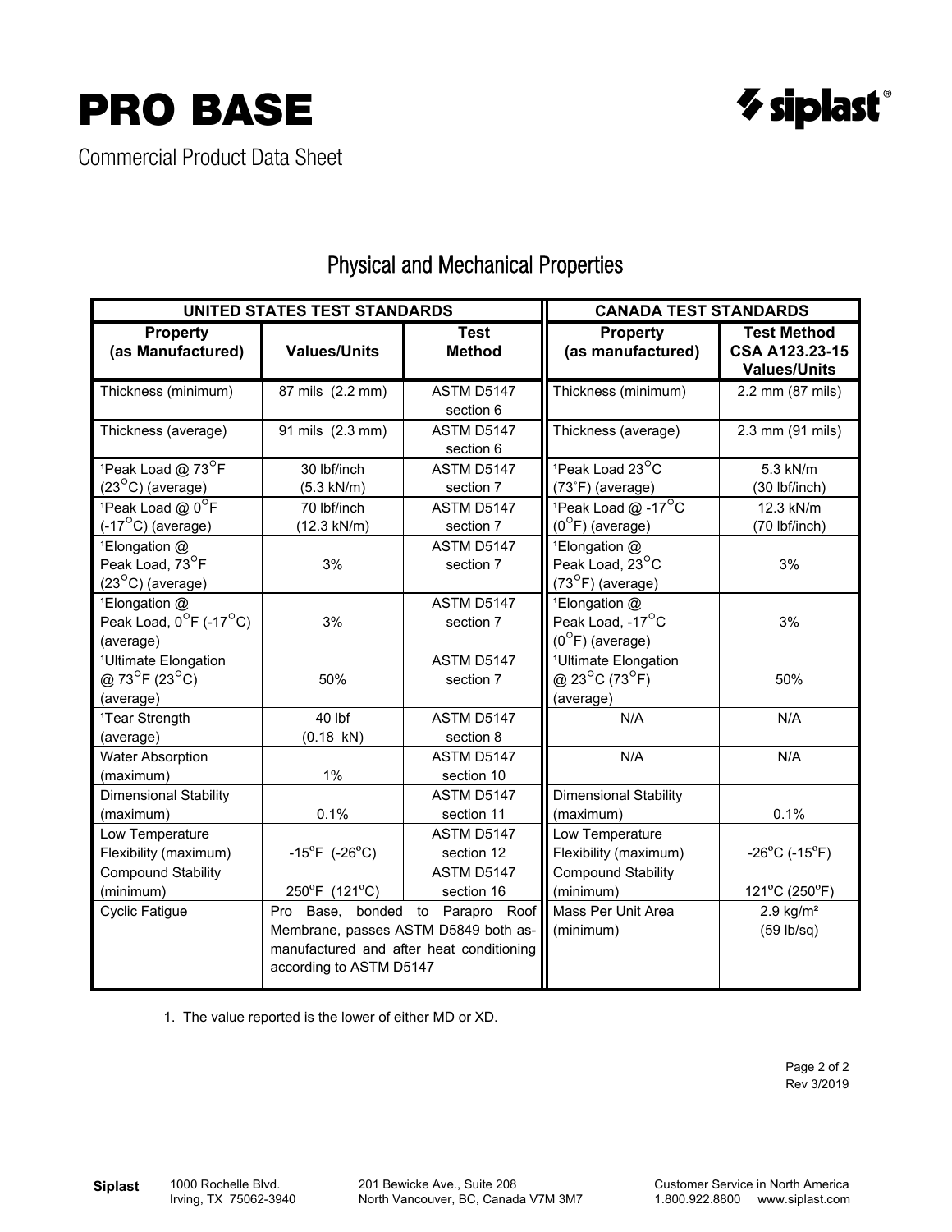# PRO BASE

siplast®

Commercial Product Data Sheet

## Physical and Mechanical Properties

| UNITED STATES TEST STANDARDS | | | CANADA TEST STANDARDS | |
|---|---|---|---|---|
| **Property (as Manufactured)** | **Values/Units** | **Test Method** | **Property (as manufactured)** | **Test Method CSA A123.23-15 Values/Units** |
| Thickness (minimum) | 87 mils (2.2 mm) | ASTM D5147 section 6 | Thickness (minimum) | 2.2 mm (87 mils) |
| Thickness (average) | 91 mils (2.3 mm) | ASTM D5147 section 6 | Thickness (average) | 2.3 mm (91 mils) |
| [1]Peak Load @ 73°F (23°C) (average) | 30 lbf/inch (5.3 kN/m) | ASTM D5147 section 7 | [1]Peak Load 23°C (73°F) (average) | 5.3 kN/m (30 lbf/inch) |
| [1]Peak Load @ 0°F (-17°C) (average) | 70 lbf/inch (12.3 kN/m) | ASTM D5147 section 7 | [1]Peak Load @ -17°C (0°F) (average) | 12.3 kN/m (70 lbf/inch) |
| [1]Elongation @ Peak Load, 73°F (23°C) (average) | 3% | ASTM D5147 section 7 | [1]Elongation @ Peak Load, 23°C (73°F) (average) | 3% |
| [1]Elongation @ Peak Load, 0°F (-17°C) (average) | 3% | ASTM D5147 section 7 | [1]Elongation @ Peak Load, -17°C (0°F) (average) | 3% |
| [1]Ultimate Elongation @ 73°F (23°C) (average) | 50% | ASTM D5147 section 7 | [1]Ultimate Elongation @ 23°C (73°F) (average) | 50% |
| [1]Tear Strength (average) | 40 lbf (0.18 kN) | ASTM D5147 section 8 | N/A | N/A |
| Water Absorption (maximum) | 1% | ASTM D5147 section 10 | N/A | N/A |
| Dimensional Stability (maximum) | 0.1% | ASTM D5147 section 11 | Dimensional Stability (maximum) | 0.1% |
| Low Temperature Flexibility (maximum) | -15°F (-26°C) | ASTM D5147 section 12 | Low Temperature Flexibility (maximum) | -26°C (-15°F) |
| Compound Stability (minimum) | 250°F (121°C) | ASTM D5147 section 16 | Compound Stability (minimum) | 121°C (250°F) |
| Cyclic Fatigue | Pro Base, bonded to Parapro Roof Membrane, passes ASTM D5849 both as-manufactured and after heat conditioning according to ASTM D5147 | | Mass Per Unit Area (minimum) | 2.9 kg/m² (59 lb/sq) |

1. The value reported is the lower of either MD or XD.

Rev 3/2019

**Siplast** 1000 Rochelle Blvd. Irving, TX 75062-3940 | 201 Bewicke Ave., Suite 208 North Vancouver, BC, Canada V7M 3M7 | Customer Service in North America 1.800.922.8800 www.siplast.com